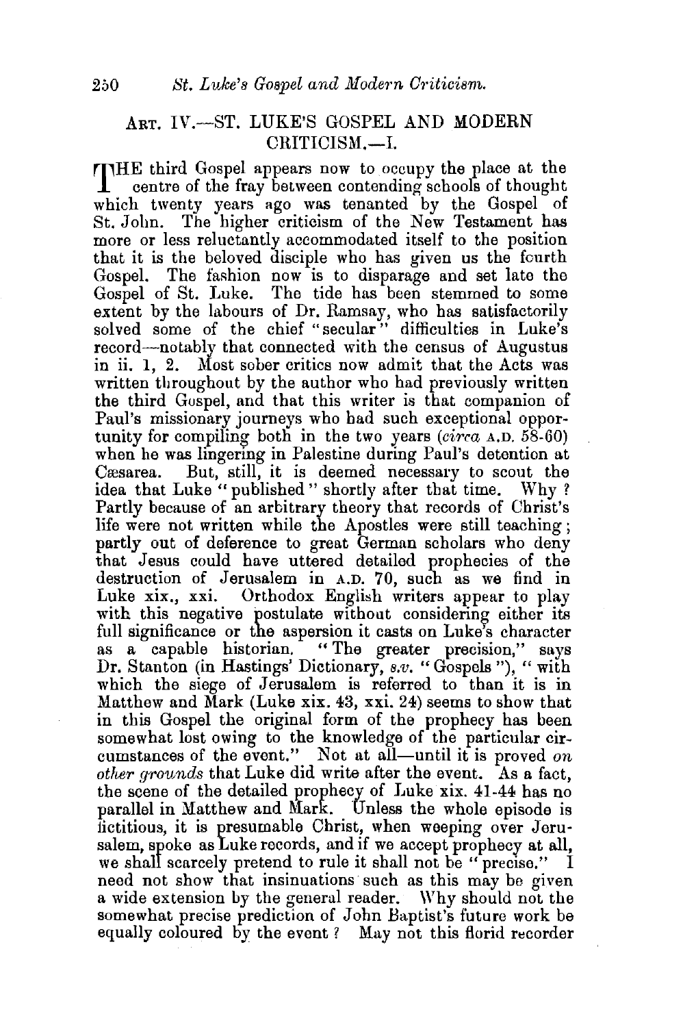## ART. IV.—ST. LUKE'S GOSPEL AND MODERN CRITICISM.—I.

THE third Gospel appears now to occupy the place at the centre of the fray between contending schools of thought which twenty years ago was tenanted by the Gospel of St. John. The higher criticism of the New Testament has more or less reluctantly accommodated itself to the position that it is the beloved disciple who has given us the fourth Gospel. The fashion now is to disparage and set late the Gospel of St. Luke. The tide has been stemmed to some extent by the labours of Dr. Ramsay, who has satisfactorily solved some of the chief "secular" difficulties in Luke's record—notably that connected with the census of Augustus in ii. 1, 2. Most sober critics now admit that the Acts was written throughout by the author who had previously written the third Gospel, and that this writer is that companion of Paul's missionary journeys who had such exceptional opportunity for compiling both in the two years (*circa* A.D. 58-60) when he was lingering in Palestine during Paul's detention at Cæsarea. But, still, it is deemed necessary to scout the idea that Luke "published" shortly after that time. Why? Partly because of an arbitrary theory that records of Christ's life were not written while the Apostles were still teaching; partly out of deference to great German scholars who deny that Jesus could have uttered detailed prophecies of the destruction of Jerusalem in A.D. 70, such as we find in Luke xix., xxi. Orthodox English writers appear to play with this negative postulate without considering either its full significance or the aspersion it casts on Luke's character as a capable historian. "The greater precision," says Dr. Stanton (in Hastings' Dictionary, *s.v.* "Gospels"), "with which the siege of Jerusalem is referred to than it is in Matthew and Mark (Luke xix. 43, xxi. 24) seems to show that in this Gospel the original form of the prophecy has been somewhat lost owing to the knowledge of the particular circumstances of the event." Not at all—until it is proved *on other grounds* that Luke did write after the event. As a fact, the scene of the detailed prophecy of Luke xix. 41-44 has no parallel in Matthew and Mark. Unless the whole episode is fictitious, it is presumable Christ, when weeping over Jerusalem, spoke as Luke records, and if we accept prophecy at all, we shall scarcely pretend to rule it shall not be "precise." I need not show that insinuations such as this may be given a wide extension by the general reader. Why should not the somewhat precise prediction of John Baptist's future work be equally coloured by the event? May not this florid recorder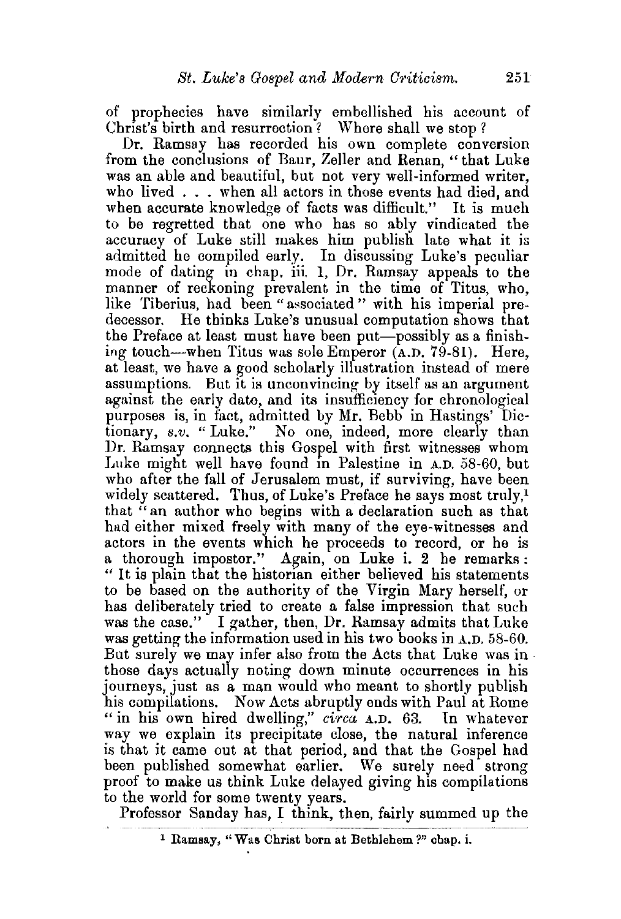of prophecies have similarly embellished his account of Christ's birth and resurrection? Where shall we stop?

Dr. Ramsay has recorded his own complete conversion from the conclusions of Baur, Zeller and Renan, "that Luke was an able and beautiful, but not very well-informed writer, who lived . . . when all actors in those events had died, and when accurate knowledge of facts was difficult." It is much to be regretted that one who has so ably vindicated the accuracy of Luke still makes him publish late what it is admitted he compiled early. In discussing Luke's peculiar mode of dating in chap. iii. 1, Dr. Ramsay appeals to the manner of reckoning prevalent in the time of Titus, who, like Tiberius, had been "associated" with his imperial predecessor. He thinks Luke's unusual computation shows that the Preface at least must have been put—possibly as a finishing touch—when Titus was sole Emperor (A.D. 79-81). Here, at least, we have a good scholarly illustration instead of mere assumptions. But it is unconvincing by itself as an argument against the early date, and its insufficiency for chronological purposes is, in fact, admitted by Mr. Bebb in Hastings' Dictionary, *s.v.* "Luke." No one, indeed, more clearly than Dr. Ramsay connects this Gospel with first witnesses whom Luke might well have found in Palestine in A.D. 58-60, but who after the fall of Jerusalem must, if surviving, have been widely scattered. Thus, of Luke's Preface he says most truly,[1] that "an author who begins with a declaration such as that had either mixed freely with many of the eye-witnesses and actors in the events which he proceeds to record, or he is a thorough impostor." Again, on Luke i. 2 he remarks: "It is plain that the historian either believed his statements to be based on the authority of the Virgin Mary herself, or has deliberately tried to create a false impression that such was the case." I gather, then, Dr. Ramsay admits that Luke was getting the information used in his two books in A.D. 58-60. But surely we may infer also from the Acts that Luke was in those days actually noting down minute occurrences in his journeys, just as a man would who meant to shortly publish his compilations. Now Acts abruptly ends with Paul at Rome "in his own hired dwelling," *circa* A.D. 63. In whatever way we explain its precipitate close, the natural inference is that it came out at that period, and that the Gospel had been published somewhat earlier. We surely need strong proof to make us think Luke delayed giving his compilations to the world for some twenty years.

Professor Sanday has, I think, then, fairly summed up the

[1] Ramsay, "Was Christ born at Bethlehem?" chap. i.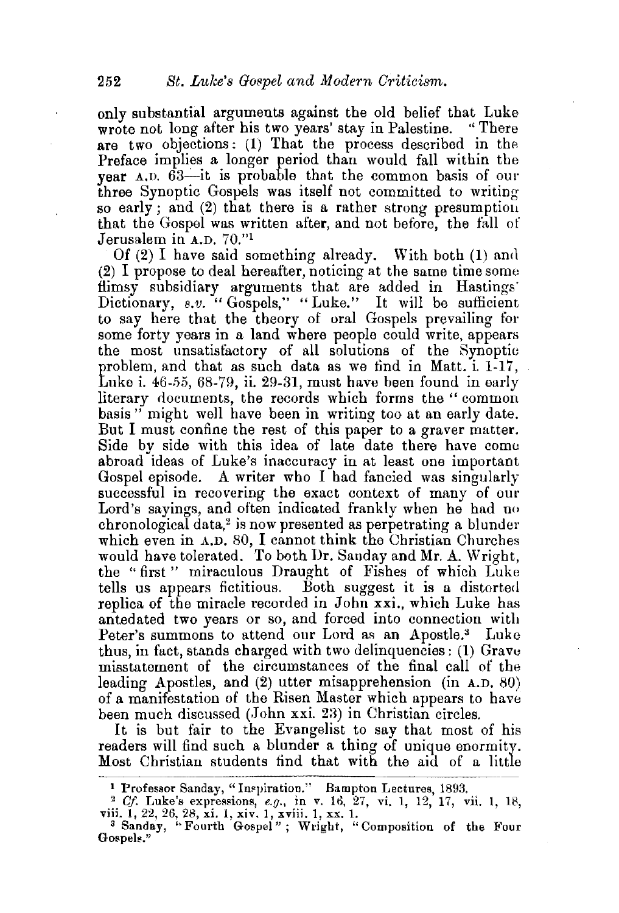only substantial arguments against the old belief that Luke wrote not long after his two years' stay in Palestine. "There are two objections: (1) That the process described in the Preface implies a longer period than would fall within the year A.D. 63—it is probable that the common basis of our three Synoptic Gospels was itself not committed to writing so early; and (2) that there is a rather strong presumption that the Gospel was written after, and not before, the fall of Jerusalem in A.D. 70."[1]

Of (2) I have said something already. With both (1) and (2) I propose to deal hereafter, noticing at the same time some flimsy subsidiary arguments that are added in Hastings' Dictionary, *s.v.* "Gospels," "Luke." It will be sufficient to say here that the theory of oral Gospels prevailing for some forty years in a land where people could write, appears the most unsatisfactory of all solutions of the Synoptic problem, and that as such data as we find in Matt. i. 1-17, Luke i. 46-55, 68-79, ii. 29-31, must have been found in early literary documents, the records which forms the "common basis" might well have been in writing too at an early date. But I must confine the rest of this paper to a graver matter. Side by side with this idea of late date there have come abroad ideas of Luke's inaccuracy in at least one important Gospel episode. A writer who I had fancied was singularly successful in recovering the exact context of many of our Lord's sayings, and often indicated frankly when he had no chronological data,[2] is now presented as perpetrating a blunder which even in A.D. 80, I cannot think the Christian Churches would have tolerated. To both Dr. Sanday and Mr. A. Wright, the "first" miraculous Draught of Fishes of which Luke tells us appears fictitious. Both suggest it is a distorted replica of the miracle recorded in John xxi., which Luke has antedated two years or so, and forced into connection with Peter's summons to attend our Lord as an Apostle.[3] Luke thus, in fact, stands charged with two delinquencies: (1) Grave misstatement of the circumstances of the final call of the leading Apostles, and (2) utter misapprehension (in A.D. 80) of a manifestation of the Risen Master which appears to have been much discussed (John xxi. 23) in Christian circles.

It is but fair to the Evangelist to say that most of his readers will find such a blunder a thing of unique enormity. Most Christian students find that with the aid of a little

---

[1] Professor Sanday, "Inspiration." Bampton Lectures, 1893.

[2] *Cf.* Luke's expressions, *e.g.*, in v. 16, 27, vi. 1, 12, 17, vii. 1, 18, viii. 1, 22, 26, 28, xi. 1, xiv. 1, xviii. 1, xx. 1.

[3] Sanday, "Fourth Gospel"; Wright, "Composition of the Four Gospels."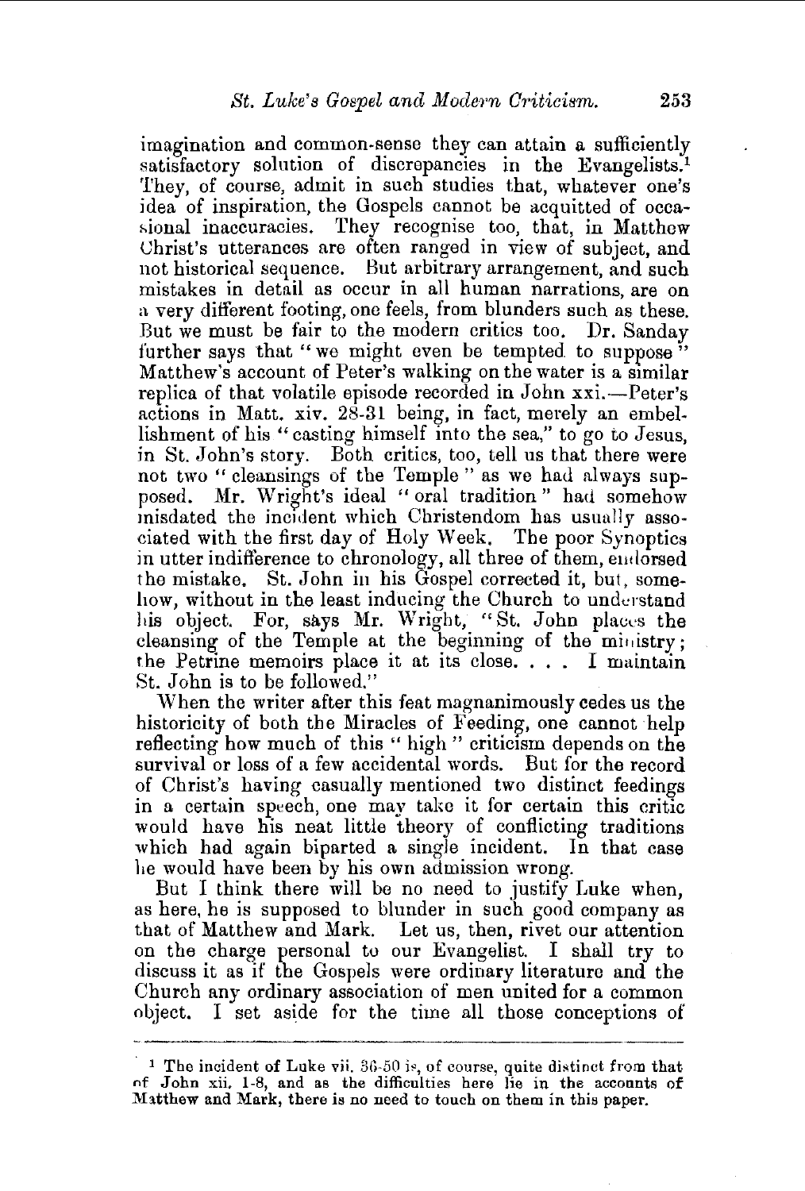imagination and common-sense they can attain a sufficiently satisfactory solution of discrepancies in the Evangelists.[1] They, of course, admit in such studies that, whatever one's idea of inspiration, the Gospels cannot be acquitted of occasional inaccuracies. They recognise too, that, in Matthew Christ's utterances are often ranged in view of subject, and not historical sequence. But arbitrary arrangement, and such mistakes in detail as occur in all human narrations, are on a very different footing, one feels, from blunders such as these. But we must be fair to the modern critics too. Dr. Sanday further says that "we might even be tempted to suppose" Matthew's account of Peter's walking on the water is a similar replica of that volatile episode recorded in John xxi.—Peter's actions in Matt. xiv. 28-31 being, in fact, merely an embellishment of his "casting himself into the sea," to go to Jesus, in St. John's story. Both critics, too, tell us that there were not two "cleansings of the Temple" as we had always supposed. Mr. Wright's ideal "oral tradition" had somehow misdated the incident which Christendom has usually associated with the first day of Holy Week. The poor Synoptics in utter indifference to chronology, all three of them, endorsed the mistake. St. John in his Gospel corrected it, but, somehow, without in the least inducing the Church to understand his object. For, says Mr. Wright, "St. John places the cleansing of the Temple at the beginning of the ministry; the Petrine memoirs place it at its close. . . . I maintain St. John is to be followed."

When the writer after this feat magnanimously cedes us the historicity of both the Miracles of Feeding, one cannot help reflecting how much of this "high" criticism depends on the survival or loss of a few accidental words. But for the record of Christ's having casually mentioned two distinct feedings in a certain speech, one may take it for certain this critic would have his neat little theory of conflicting traditions which had again biparted a single incident. In that case he would have been by his own admission wrong.

But I think there will be no need to justify Luke when, as here, he is supposed to blunder in such good company as that of Matthew and Mark. Let us, then, rivet our attention on the charge personal to our Evangelist. I shall try to discuss it as if the Gospels were ordinary literature and the Church any ordinary association of men united for a common object. I set aside for the time all those conceptions of

---

[1] The incident of Luke vii. 36-50 is, of course, quite distinct from that of John xii. 1-8, and as the difficulties here lie in the accounts of Matthew and Mark, there is no need to touch on them in this paper.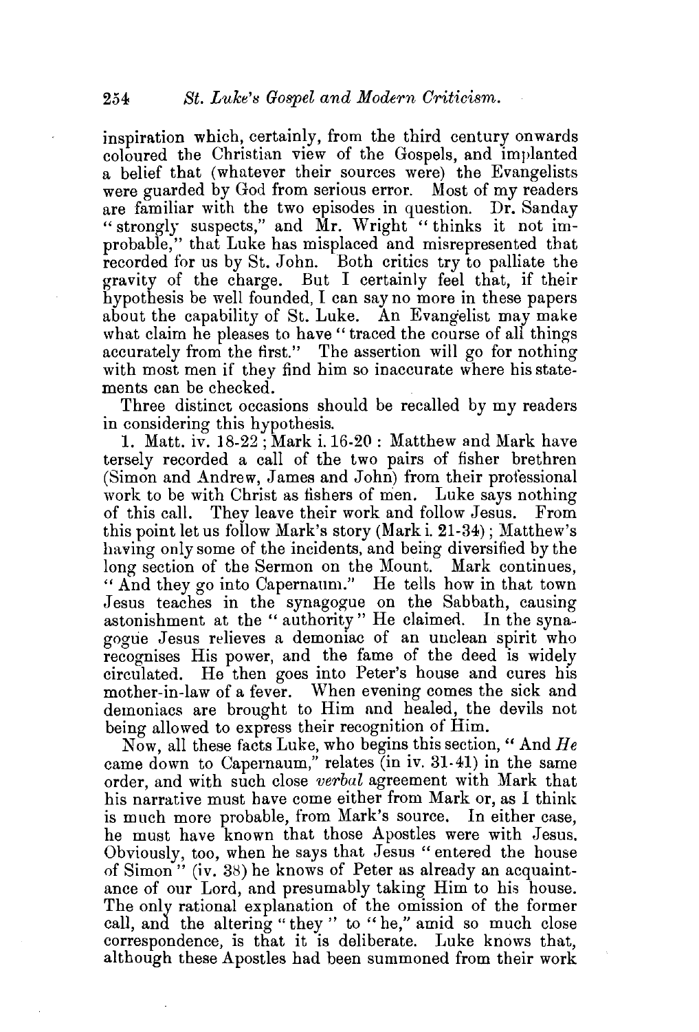inspiration which, certainly, from the third century onwards coloured the Christian view of the Gospels, and implanted a belief that (whatever their sources were) the Evangelists were guarded by God from serious error. Most of my readers are familiar with the two episodes in question. Dr. Sanday "strongly suspects," and Mr. Wright "thinks it not improbable," that Luke has misplaced and misrepresented that recorded for us by St. John. Both critics try to palliate the gravity of the charge. But I certainly feel that, if their hypothesis be well founded, I can say no more in these papers about the capability of St. Luke. An Evangelist may make what claim he pleases to have "traced the course of all things accurately from the first." The assertion will go for nothing with most men if they find him so inaccurate where his statements can be checked.

Three distinct occasions should be recalled by my readers in considering this hypothesis.

1. Matt. iv. 18-22; Mark i. 16-20: Matthew and Mark have tersely recorded a call of the two pairs of fisher brethren (Simon and Andrew, James and John) from their professional work to be with Christ as fishers of men. Luke says nothing of this call. They leave their work and follow Jesus. From this point let us follow Mark's story (Mark i. 21-34); Matthew's having only some of the incidents, and being diversified by the long section of the Sermon on the Mount. Mark continues, "And they go into Capernaum." He tells how in that town Jesus teaches in the synagogue on the Sabbath, causing astonishment at the "authority" He claimed. In the synagogue Jesus relieves a demoniac of an unclean spirit who recognises His power, and the fame of the deed is widely circulated. He then goes into Peter's house and cures his mother-in-law of a fever. When evening comes the sick and demoniacs are brought to Him and healed, the devils not being allowed to express their recognition of Him.

Now, all these facts Luke, who begins this section, "And *He* came down to Capernaum," relates (in iv. 31-41) in the same order, and with such close *verbal* agreement with Mark that his narrative must have come either from Mark or, as I think is much more probable, from Mark's source. In either case, he must have known that those Apostles were with Jesus. Obviously, too, when he says that Jesus "entered the house of Simon" (iv. 38) he knows of Peter as already an acquaintance of our Lord, and presumably taking Him to his house. The only rational explanation of the omission of the former call, and the altering "they" to "he," amid so much close correspondence, is that it is deliberate. Luke knows that, although these Apostles had been summoned from their work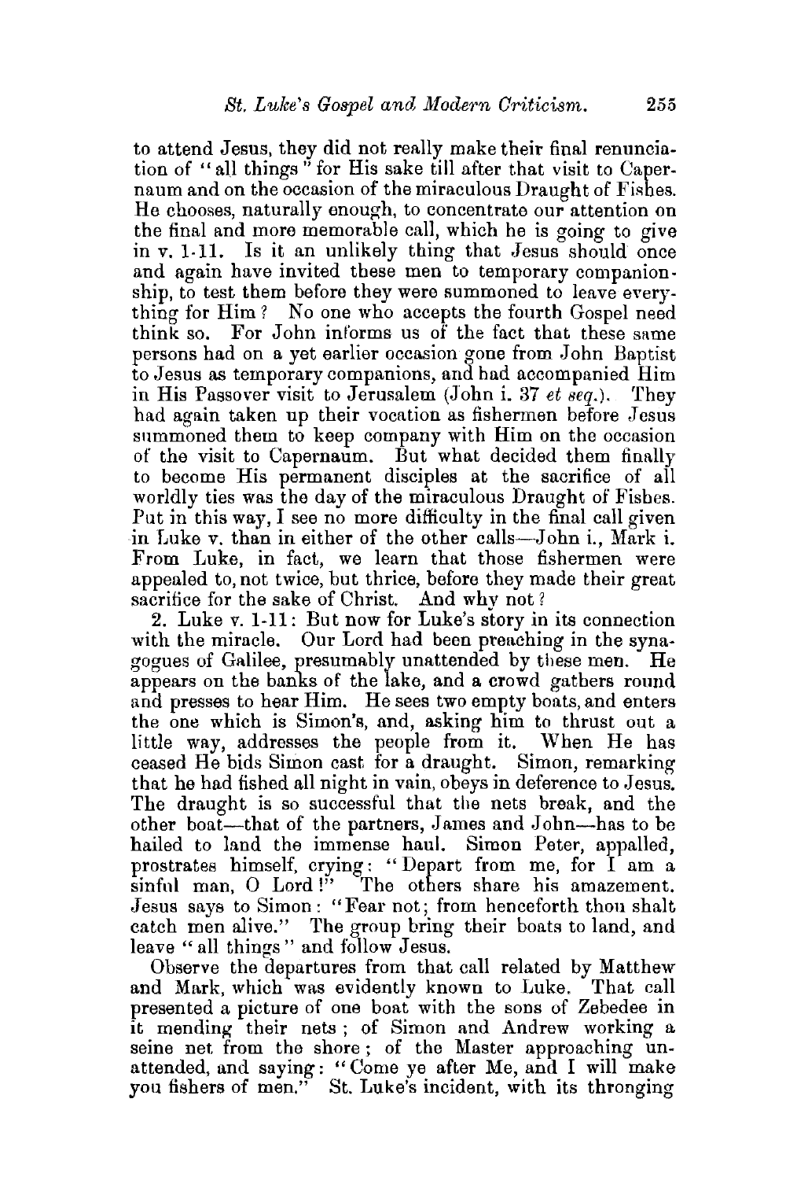to attend Jesus, they did not really make their final renunciation of "all things" for His sake till after that visit to Capernaum and on the occasion of the miraculous Draught of Fishes. He chooses, naturally enough, to concentrate our attention on the final and more memorable call, which he is going to give in v. 1-11. Is it an unlikely thing that Jesus should once and again have invited these men to temporary companionship, to test them before they were summoned to leave everything for Him? No one who accepts the fourth Gospel need think so. For John informs us of the fact that these same persons had on a yet earlier occasion gone from John Baptist to Jesus as temporary companions, and had accompanied Him in His Passover visit to Jerusalem (John i. 37 *et seq.*). They had again taken up their vocation as fishermen before Jesus summoned them to keep company with Him on the occasion of the visit to Capernaum. But what decided them finally to become His permanent disciples at the sacrifice of all worldly ties was the day of the miraculous Draught of Fishes. Put in this way, I see no more difficulty in the final call given in Luke v. than in either of the other calls—John i., Mark i. From Luke, in fact, we learn that those fishermen were appealed to, not twice, but thrice, before they made their great sacrifice for the sake of Christ. And why not?

2. Luke v. 1-11: But now for Luke's story in its connection with the miracle. Our Lord had been preaching in the synagogues of Galilee, presumably unattended by these men. He appears on the banks of the lake, and a crowd gathers round and presses to hear Him. He sees two empty boats, and enters the one which is Simon's, and, asking him to thrust out a little way, addresses the people from it. When He has ceased He bids Simon cast for a draught. Simon, remarking that he had fished all night in vain, obeys in deference to Jesus. The draught is so successful that the nets break, and the other boat—that of the partners, James and John—has to be hailed to land the immense haul. Simon Peter, appalled, prostrates himself, crying: "Depart from me, for I am a sinful man, O Lord!" The others share his amazement. Jesus says to Simon: "Fear not; from henceforth thou shalt catch men alive." The group bring their boats to land, and leave "all things" and follow Jesus.

Observe the departures from that call related by Matthew and Mark, which was evidently known to Luke. That call presented a picture of one boat with the sons of Zebedee in it mending their nets; of Simon and Andrew working a seine net from the shore; of the Master approaching unattended, and saying: "Come ye after Me, and I will make you fishers of men." St. Luke's incident, with its thronging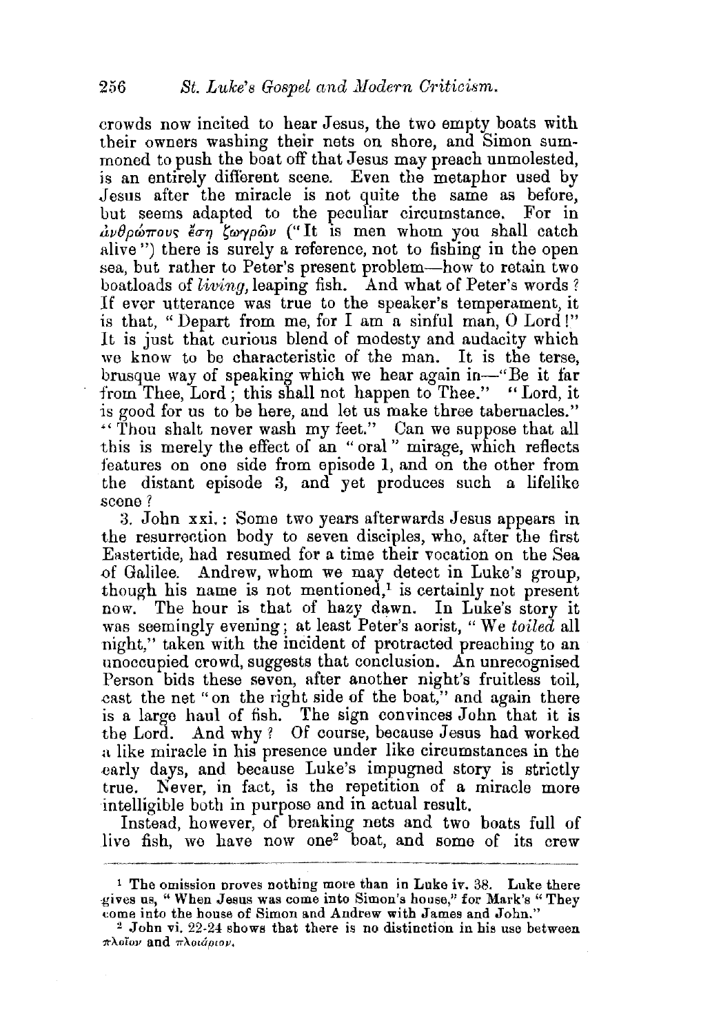crowds now incited to hear Jesus, the two empty boats with their owners washing their nets on shore, and Simon summoned to push the boat off that Jesus may preach unmolested, is an entirely different scene. Even the metaphor used by Jesus after the miracle is not quite the same as before, but seems adapted to the peculiar circumstance. For in ἀνθρώπους ἔσῃ ζωγρῶν ("It is men whom you shall catch alive") there is surely a reference, not to fishing in the open sea, but rather to Peter's present problem—how to retain two boatloads of *living*, leaping fish. And what of Peter's words? If ever utterance was true to the speaker's temperament, it is that, "Depart from me, for I am a sinful man, O Lord!" It is just that curious blend of modesty and audacity which we know to be characteristic of the man. It is the terse, brusque way of speaking which we hear again in—"Be it far from Thee, Lord; this shall not happen to Thee." "Lord, it is good for us to be here, and let us make three tabernacles." "Thou shalt never wash my feet." Can we suppose that all this is merely the effect of an "oral" mirage, which reflects features on one side from episode 1, and on the other from the distant episode 3, and yet produces such a lifelike scene?

3. John xxi.: Some two years afterwards Jesus appears in the resurrection body to seven disciples, who, after the first Eastertide, had resumed for a time their vocation on the Sea of Galilee. Andrew, whom we may detect in Luke's group, though his name is not mentioned,[1] is certainly not present now. The hour is that of hazy dawn. In Luke's story it was seemingly evening; at least Peter's aorist, "We *toiled* all night," taken with the incident of protracted preaching to an unoccupied crowd, suggests that conclusion. An unrecognised Person bids these seven, after another night's fruitless toil, cast the net "on the right side of the boat," and again there is a large haul of fish. The sign convinces John that it is the Lord. And why? Of course, because Jesus had worked a like miracle in his presence under like circumstances in the early days, and because Luke's impugned story is strictly true. Never, in fact, is the repetition of a miracle more intelligible both in purpose and in actual result.

Instead, however, of breaking nets and two boats full of live fish, we have now one[2] boat, and some of its crew

---

[1] The omission proves nothing more than in Luke iv. 38. Luke there gives us, "When Jesus was come into Simon's house," for Mark's "They come into the house of Simon and Andrew with James and John."

[2] John vi. 22-24 shows that there is no distinction in his use between πλοῖον and πλοιάριον.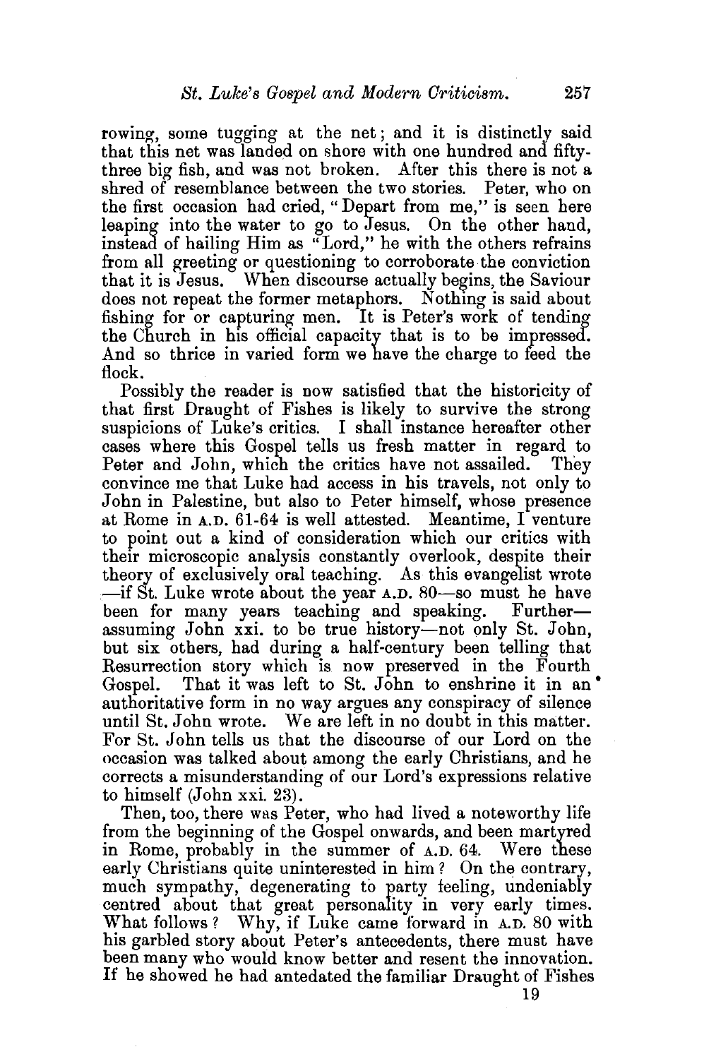rowing, some tugging at the net; and it is distinctly said that this net was landed on shore with one hundred and fifty-three big fish, and was not broken. After this there is not a shred of resemblance between the two stories. Peter, who on the first occasion had cried, "Depart from me," is seen here leaping into the water to go to Jesus. On the other hand, instead of hailing Him as "Lord," he with the others refrains from all greeting or questioning to corroborate the conviction that it is Jesus. When discourse actually begins, the Saviour does not repeat the former metaphors. Nothing is said about fishing for or capturing men. It is Peter's work of tending the Church in his official capacity that is to be impressed. And so thrice in varied form we have the charge to feed the flock.

Possibly the reader is now satisfied that the historicity of that first Draught of Fishes is likely to survive the strong suspicions of Luke's critics. I shall instance hereafter other cases where this Gospel tells us fresh matter in regard to Peter and John, which the critics have not assailed. They convince me that Luke had access in his travels, not only to John in Palestine, but also to Peter himself, whose presence at Rome in A.D. 61-64 is well attested. Meantime, I venture to point out a kind of consideration which our critics with their microscopic analysis constantly overlook, despite their theory of exclusively oral teaching. As this evangelist wrote —if St. Luke wrote about the year A.D. 80—so must he have been for many years teaching and speaking. Further—assuming John xxi. to be true history—not only St. John, but six others, had during a half-century been telling that Resurrection story which is now preserved in the Fourth Gospel. That it was left to St. John to enshrine it in an authoritative form in no way argues any conspiracy of silence until St. John wrote. We are left in no doubt in this matter. For St. John tells us that the discourse of our Lord on the occasion was talked about among the early Christians, and he corrects a misunderstanding of our Lord's expressions relative to himself (John xxi. 23).

Then, too, there was Peter, who had lived a noteworthy life from the beginning of the Gospel onwards, and been martyred in Rome, probably in the summer of A.D. 64. Were these early Christians quite uninterested in him? On the contrary, much sympathy, degenerating to party feeling, undeniably centred about that great personality in very early times. What follows? Why, if Luke came forward in A.D. 80 with his garbled story about Peter's antecedents, there must have been many who would know better and resent the innovation. If he showed he had antedated the familiar Draught of Fishes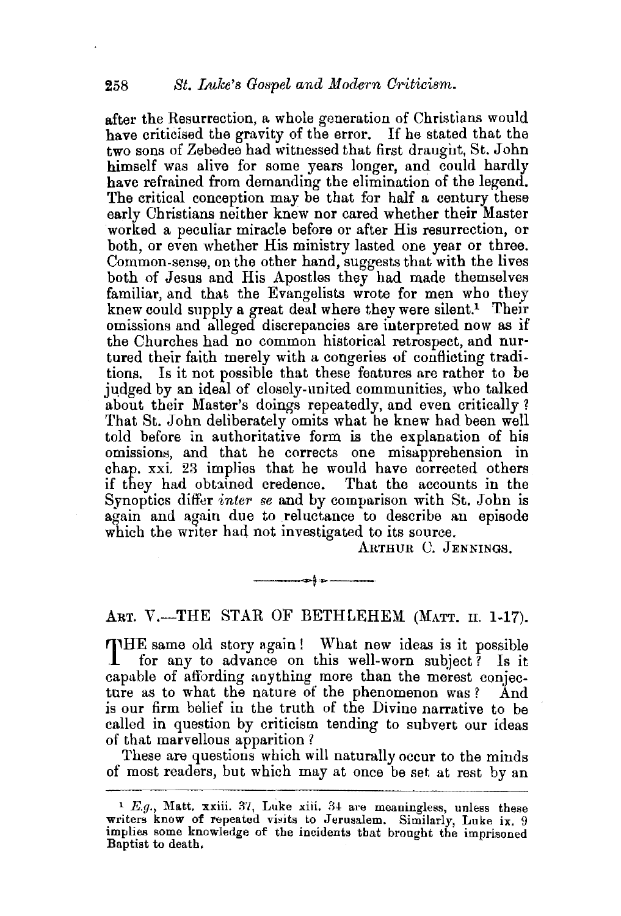after the Resurrection, a whole generation of Christians would have criticised the gravity of the error. If he stated that the two sons of Zebedee had witnessed that first draught, St. John himself was alive for some years longer, and could hardly have refrained from demanding the elimination of the legend. The critical conception may be that for half a century these early Christians neither knew nor cared whether their Master worked a peculiar miracle before or after His resurrection, or both, or even whether His ministry lasted one year or three. Common-sense, on the other hand, suggests that with the lives both of Jesus and His Apostles they had made themselves familiar, and that the Evangelists wrote for men who they knew could supply a great deal where they were silent.[1] Their omissions and alleged discrepancies are interpreted now as if the Churches had no common historical retrospect, and nurtured their faith merely with a congeries of conflicting traditions. Is it not possible that these features are rather to be judged by an ideal of closely-united communities, who talked about their Master's doings repeatedly, and even critically? That St. John deliberately omits what he knew had been well told before in authoritative form is the explanation of his omissions, and that he corrects one misapprehension in chap. xxi. 23 implies that he would have corrected others if they had obtained credence. That the accounts in the Synoptics differ *inter se* and by comparison with St. John is again and again due to reluctance to describe an episode which the writer had not investigated to its source.

ARTHUR C. JENNINGS.

---

## ART. V.—THE STAR OF BETHLEHEM (MATT. II. 1-17).

THE same old story again! What new ideas is it possible for any to advance on this well-worn subject? Is it capable of affording anything more than the merest conjecture as to what the nature of the phenomenon was? And is our firm belief in the truth of the Divine narrative to be called in question by criticism tending to subvert our ideas of that marvellous apparition?

These are questions which will naturally occur to the minds of most readers, but which may at once be set at rest by an

---

[1] *E.g.*, Matt. xxiii. 37, Luke xiii. 34 are meaningless, unless these writers know of repeated visits to Jerusalem. Similarly, Luke ix. 9 implies some knowledge of the incidents that brought the imprisoned Baptist to death.